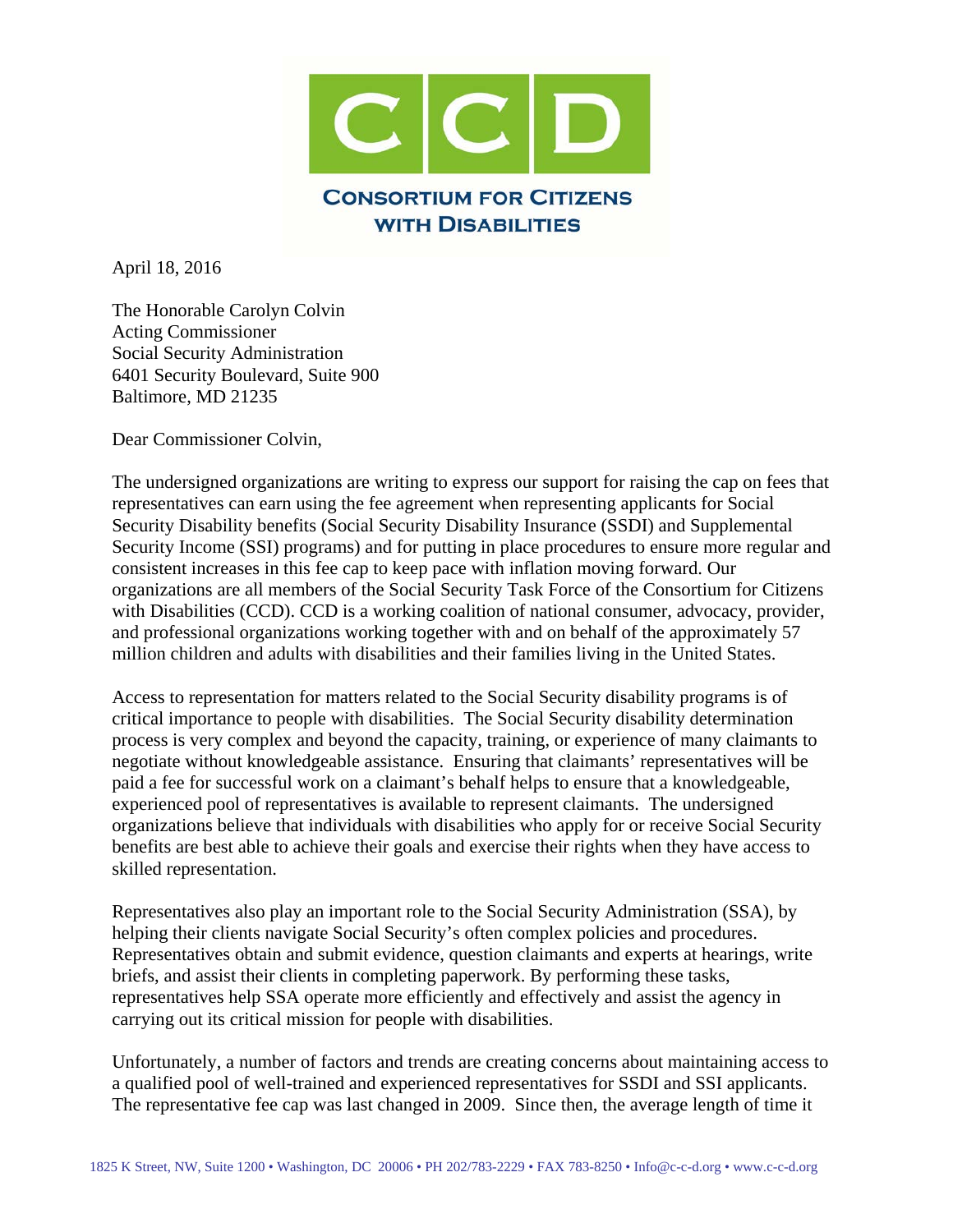# CCD

**CONSORTIUM FOR CITIZENS WITH DISABILITIES**

April 18, 2016

The Honorable Carolyn Colvin
Acting Commissioner
Social Security Administration
6401 Security Boulevard, Suite 900
Baltimore, MD 21235

Dear Commissioner Colvin,

The undersigned organizations are writing to express our support for raising the cap on fees that representatives can earn using the fee agreement when representing applicants for Social Security Disability benefits (Social Security Disability Insurance (SSDI) and Supplemental Security Income (SSI) programs) and for putting in place procedures to ensure more regular and consistent increases in this fee cap to keep pace with inflation moving forward. Our organizations are all members of the Social Security Task Force of the Consortium for Citizens with Disabilities (CCD). CCD is a working coalition of national consumer, advocacy, provider, and professional organizations working together with and on behalf of the approximately 57 million children and adults with disabilities and their families living in the United States.

Access to representation for matters related to the Social Security disability programs is of critical importance to people with disabilities. The Social Security disability determination process is very complex and beyond the capacity, training, or experience of many claimants to negotiate without knowledgeable assistance. Ensuring that claimants' representatives will be paid a fee for successful work on a claimant's behalf helps to ensure that a knowledgeable, experienced pool of representatives is available to represent claimants. The undersigned organizations believe that individuals with disabilities who apply for or receive Social Security benefits are best able to achieve their goals and exercise their rights when they have access to skilled representation.

Representatives also play an important role to the Social Security Administration (SSA), by helping their clients navigate Social Security's often complex policies and procedures. Representatives obtain and submit evidence, question claimants and experts at hearings, write briefs, and assist their clients in completing paperwork. By performing these tasks, representatives help SSA operate more efficiently and effectively and assist the agency in carrying out its critical mission for people with disabilities.

Unfortunately, a number of factors and trends are creating concerns about maintaining access to a qualified pool of well-trained and experienced representatives for SSDI and SSI applicants. The representative fee cap was last changed in 2009. Since then, the average length of time it

1825 K Street, NW, Suite 1200 • Washington, DC 20006 • PH 202/783-2229 • FAX 783-8250 • Info@c-c-d.org • www.c-c-d.org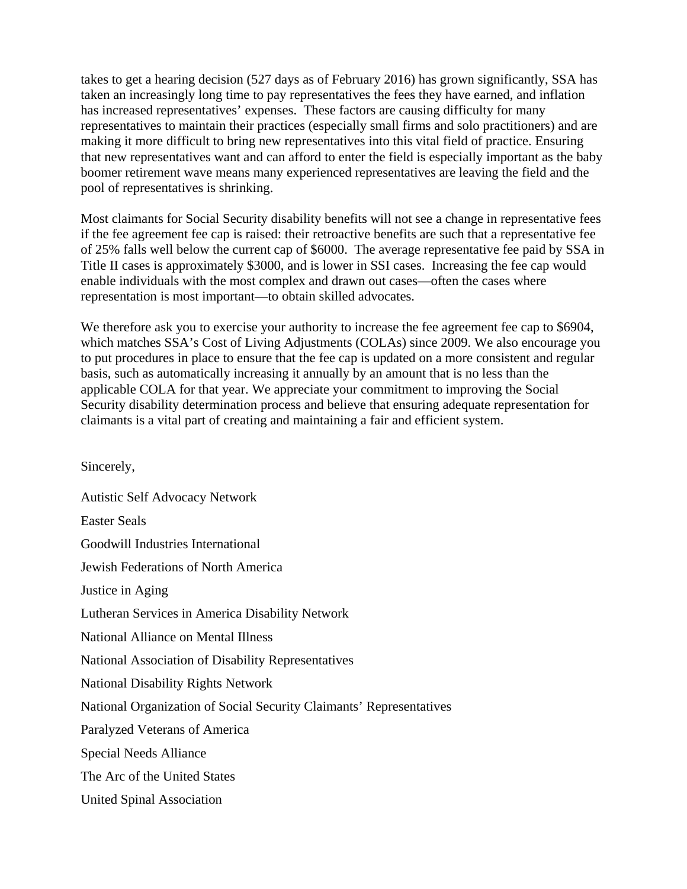takes to get a hearing decision (527 days as of February 2016) has grown significantly, SSA has taken an increasingly long time to pay representatives the fees they have earned, and inflation has increased representatives' expenses. These factors are causing difficulty for many representatives to maintain their practices (especially small firms and solo practitioners) and are making it more difficult to bring new representatives into this vital field of practice. Ensuring that new representatives want and can afford to enter the field is especially important as the baby boomer retirement wave means many experienced representatives are leaving the field and the pool of representatives is shrinking.

Most claimants for Social Security disability benefits will not see a change in representative fees if the fee agreement fee cap is raised: their retroactive benefits are such that a representative fee of 25% falls well below the current cap of $6000. The average representative fee paid by SSA in Title II cases is approximately $3000, and is lower in SSI cases. Increasing the fee cap would enable individuals with the most complex and drawn out cases—often the cases where representation is most important—to obtain skilled advocates.

We therefore ask you to exercise your authority to increase the fee agreement fee cap to $6904, which matches SSA's Cost of Living Adjustments (COLAs) since 2009. We also encourage you to put procedures in place to ensure that the fee cap is updated on a more consistent and regular basis, such as automatically increasing it annually by an amount that is no less than the applicable COLA for that year. We appreciate your commitment to improving the Social Security disability determination process and believe that ensuring adequate representation for claimants is a vital part of creating and maintaining a fair and efficient system.

Sincerely,

Autistic Self Advocacy Network

Easter Seals

Goodwill Industries International

Jewish Federations of North America

Justice in Aging

Lutheran Services in America Disability Network

National Alliance on Mental Illness

National Association of Disability Representatives

National Disability Rights Network

National Organization of Social Security Claimants' Representatives

Paralyzed Veterans of America

Special Needs Alliance

The Arc of the United States

United Spinal Association